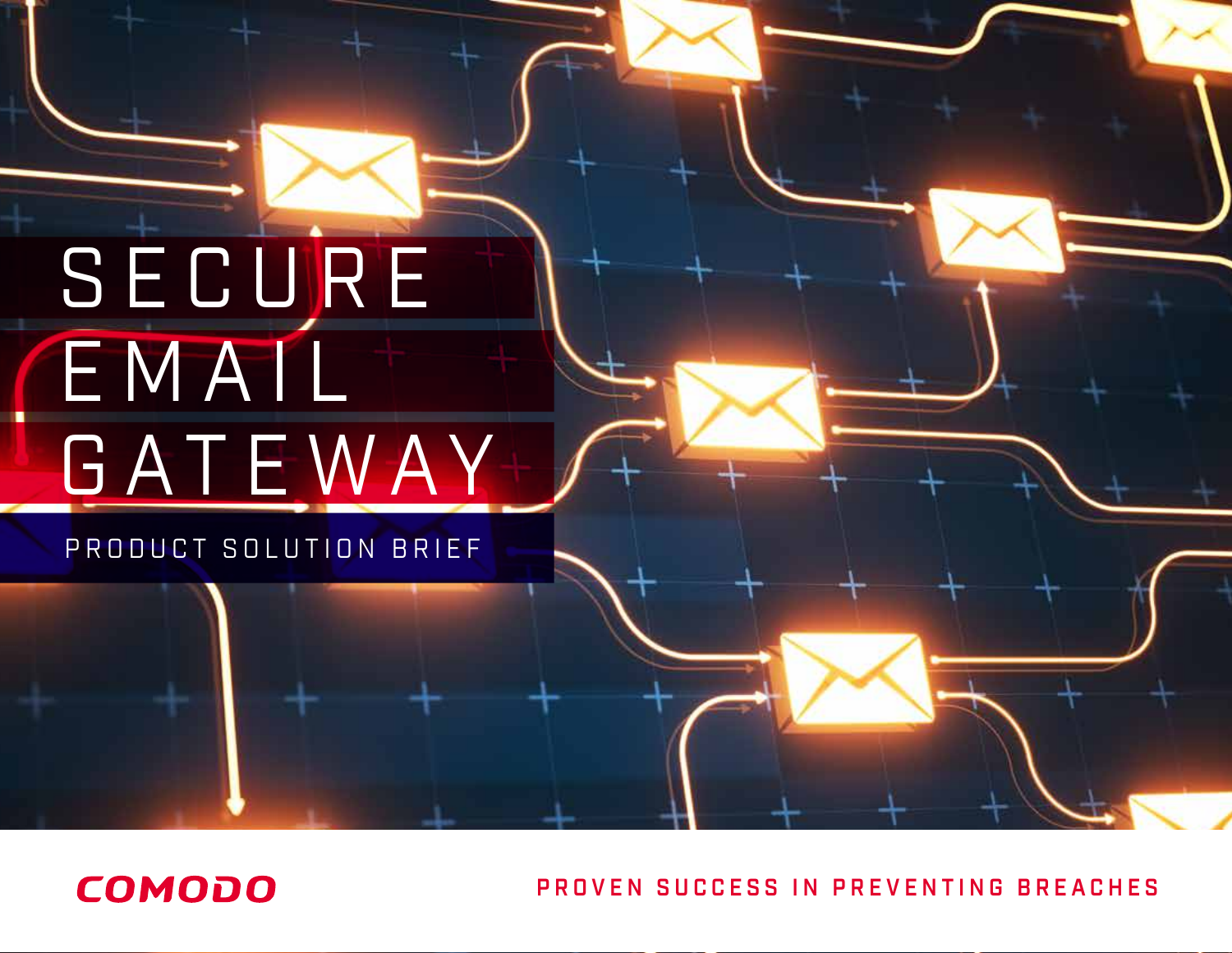# SECURE EMAIL GATEWAY

## PRODUCT SOLUTION BRIEF

COMODO

PROVEN SUCCESS IN PREVENTING BREACHES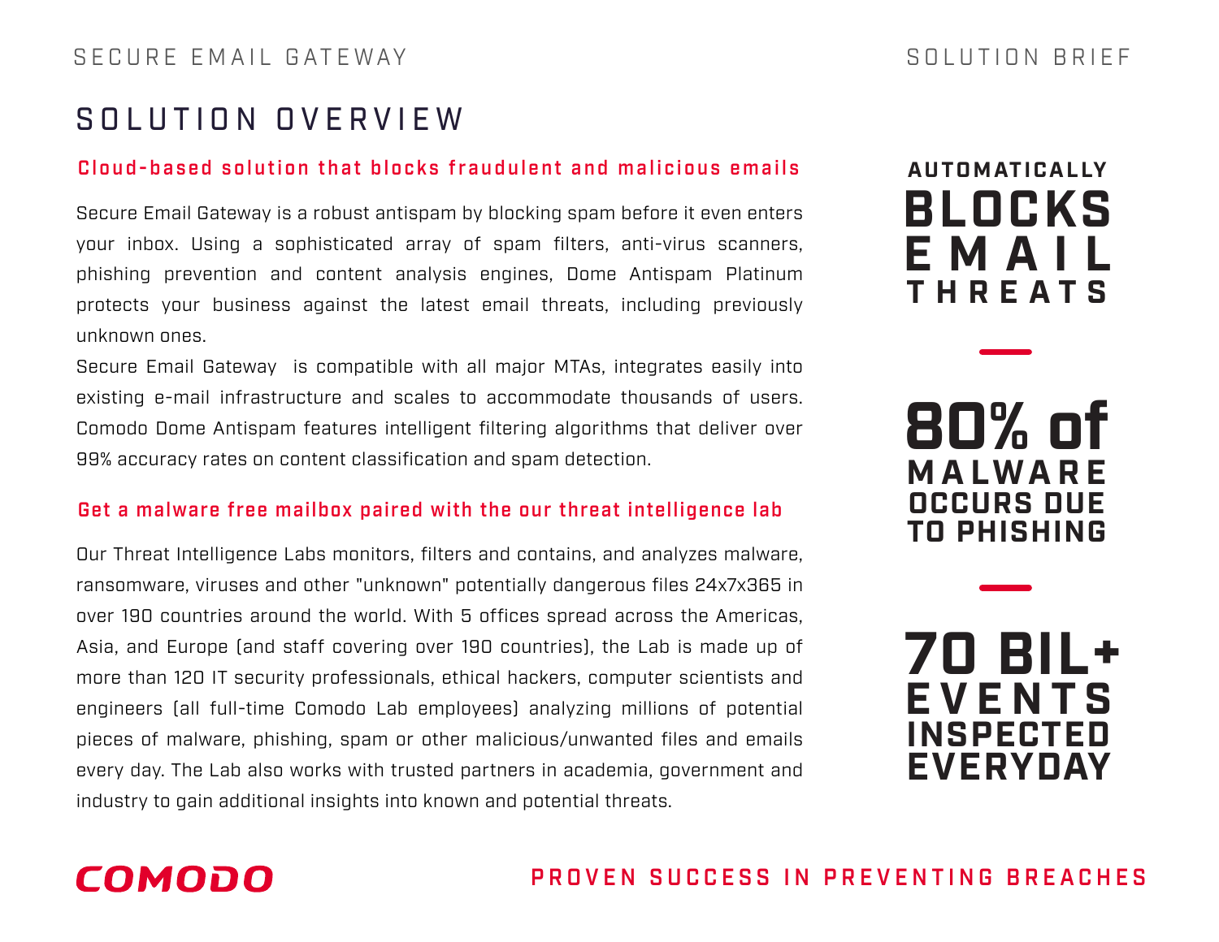# SOLUTION OVERVIEW

## Cloud-based solution that blocks fraudulent and malicious emails

Secure Email Gateway is a robust antispam by blocking spam before it even enters your inbox. Using a sophisticated array of spam filters, anti-virus scanners, phishing prevention and content analysis engines, Dome Antispam Platinum protects your business against the latest email threats, including previously unknown ones.

Secure Email Gateway is compatible with all major MTAs, integrates easily into existing e-mail infrastructure and scales to accommodate thousands of users. Comodo Dome Antispam features intelligent filtering algorithms that deliver over 99% accuracy rates on content classification and spam detection.

## Get a malware free mailbox paired with the our threat intelligence lab

Our Threat Intelligence Labs monitors, filters and contains, and analyzes malware, ransomware, viruses and other "unknown" potentially dangerous files 24x7x365 in over 190 countries around the world. With 5 offices spread across the Americas, Asia, and Europe (and staff covering over 190 countries), the Lab is made up of more than 120 IT security professionals, ethical hackers, computer scientists and engineers (all full-time Comodo Lab employees) analyzing millions of potential pieces of malware, phishing, spam or other malicious/unwanted files and emails every day. The Lab also works with trusted partners in academia, government and industry to gain additional insights into known and potential threats.

**AUTOMATICALLY BLOCKS EMAIL THREATS**

**80% of MALWARE OCCURS DUE TO PHISHING**

**70 BIL+ EVENTS INSPECTED EVERYDAY**

COMODO

PROVEN SUCCESS IN PREVENTING BREACHES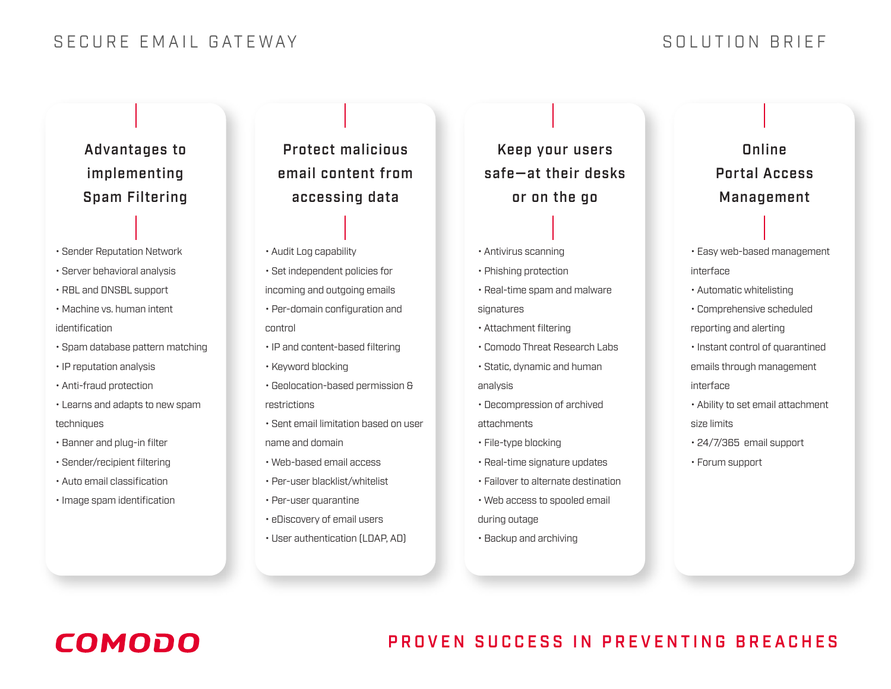## Advantages to implementing Spam Filtering

- Sender Reputation Network
- Server behavioral analysis
- RBL and DNSBL support
- Machine vs. human intent identification
- Spam database pattern matching
- IP reputation analysis
- Anti-fraud protection
- Learns and adapts to new spam techniques
- Banner and plug-in filter
- Sender/recipient filtering
- Auto email classification
- Image spam identification

## Protect malicious email content from accessing data

- Audit Log capability
- Set independent policies for incoming and outgoing emails
- Per-domain configuration and control
- IP and content-based filtering
- Keyword blocking
- Geolocation-based permission & restrictions
- Sent email limitation based on user name and domain
- Web-based email access
- Per-user blacklist/whitelist
- Per-user quarantine
- eDiscovery of email users
- User authentication (LDAP, AD)

## Keep your users safe—at their desks or on the go

- Antivirus scanning
- Phishing protection
- Real-time spam and malware signatures
- Attachment filtering
- Comodo Threat Research Labs
- Static, dynamic and human analysis
- Decompression of archived attachments
- File-type blocking
- Real-time signature updates
- Failover to alternate destination
- Web access to spooled email during outage
- Backup and archiving

## Online Portal Access Management

- Easy web-based management interface
- Automatic whitelisting
- Comprehensive scheduled reporting and alerting
- Instant control of quarantined emails through management interface
- Ability to set email attachment size limits
- 24/7/365 email support
- Forum support

COMODO

PROVEN SUCCESS IN PREVENTING BREACHES